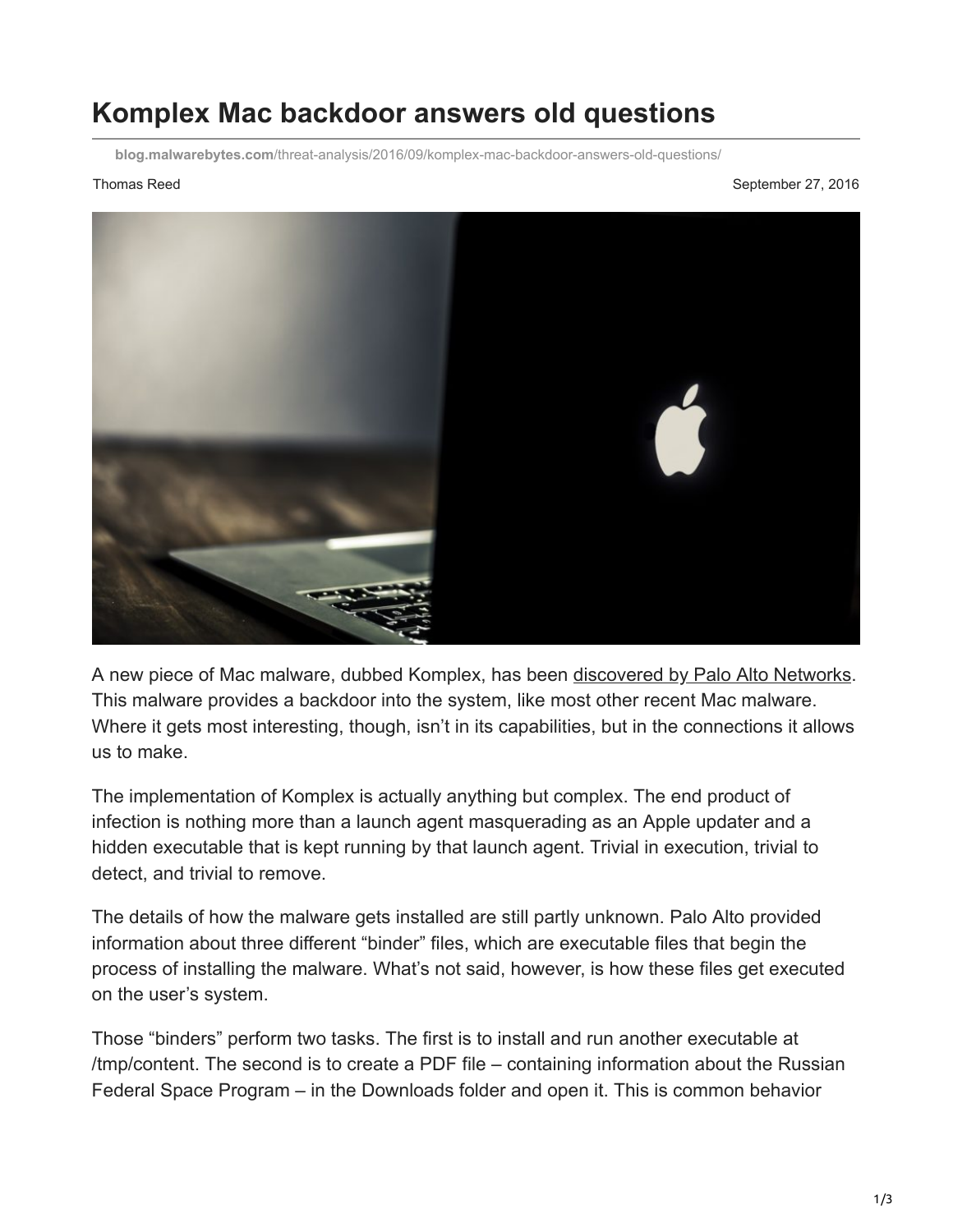# Komplex Mac backdoor answers old questions

**blog.malwarebytes.com**/threat-analysis/2016/09/komplex-mac-backdoor-answers-old-questions/

Thomas Reed September 27, 2016

A new piece of Mac malware, dubbed Komplex, has been discovered by Palo Alto Networks. This malware provides a backdoor into the system, like most other recent Mac malware. Where it gets most interesting, though, isn't in its capabilities, but in the connections it allows us to make.

The implementation of Komplex is actually anything but complex. The end product of infection is nothing more than a launch agent masquerading as an Apple updater and a hidden executable that is kept running by that launch agent. Trivial in execution, trivial to detect, and trivial to remove.

The details of how the malware gets installed are still partly unknown. Palo Alto provided information about three different "binder" files, which are executable files that begin the process of installing the malware. What's not said, however, is how these files get executed on the user's system.

Those "binders" perform two tasks. The first is to install and run another executable at /tmp/content. The second is to create a PDF file – containing information about the Russian Federal Space Program – in the Downloads folder and open it. This is common behavior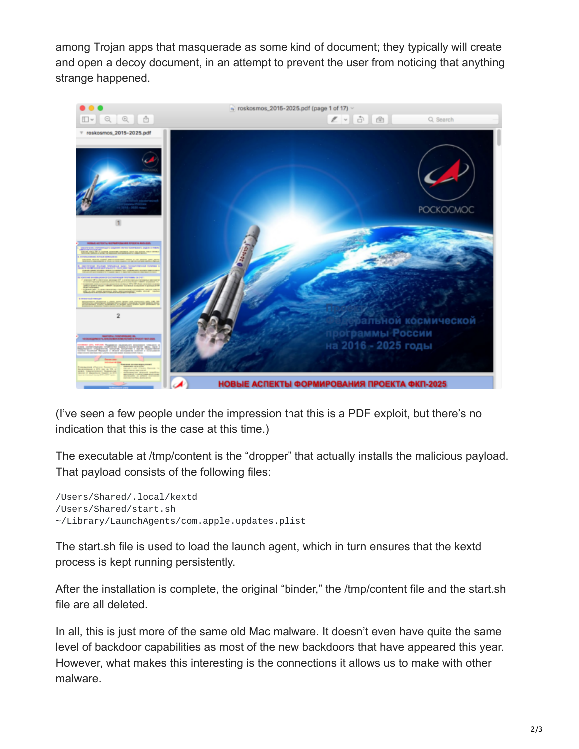among Trojan apps that masquerade as some kind of document; they typically will create and open a decoy document, in an attempt to prevent the user from noticing that anything strange happened.

(I've seen a few people under the impression that this is a PDF exploit, but there's no indication that this is the case at this time.)

The executable at /tmp/content is the "dropper" that actually installs the malicious payload. That payload consists of the following files:

```
/Users/Shared/.local/kextd
/Users/Shared/start.sh
~/Library/LaunchAgents/com.apple.updates.plist
```

The start.sh file is used to load the launch agent, which in turn ensures that the kextd process is kept running persistently.

After the installation is complete, the original "binder," the /tmp/content file and the start.sh file are all deleted.

In all, this is just more of the same old Mac malware. It doesn't even have quite the same level of backdoor capabilities as most of the new backdoors that have appeared this year. However, what makes this interesting is the connections it allows us to make with other malware.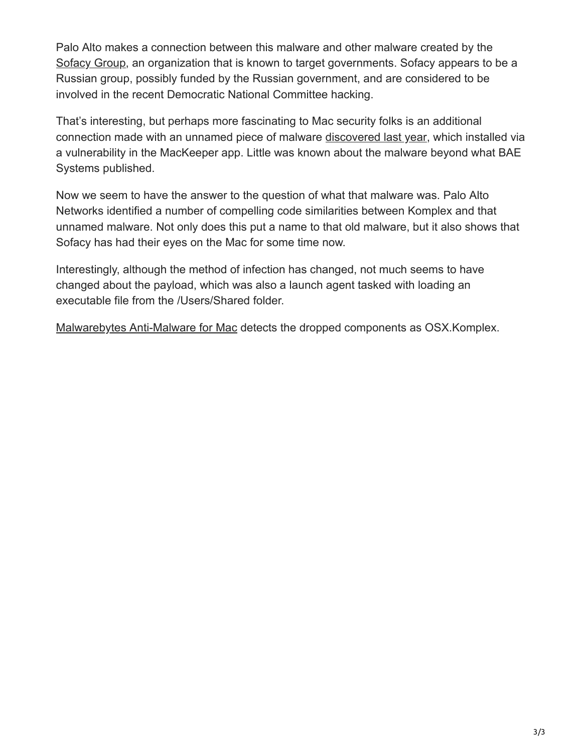Palo Alto makes a connection between this malware and other malware created by the Sofacy Group, an organization that is known to target governments. Sofacy appears to be a Russian group, possibly funded by the Russian government, and are considered to be involved in the recent Democratic National Committee hacking.

That's interesting, but perhaps more fascinating to Mac security folks is an additional connection made with an unnamed piece of malware discovered last year, which installed via a vulnerability in the MacKeeper app. Little was known about the malware beyond what BAE Systems published.

Now we seem to have the answer to the question of what that malware was. Palo Alto Networks identified a number of compelling code similarities between Komplex and that unnamed malware. Not only does this put a name to that old malware, but it also shows that Sofacy has had their eyes on the Mac for some time now.

Interestingly, although the method of infection has changed, not much seems to have changed about the payload, which was also a launch agent tasked with loading an executable file from the /Users/Shared folder.

Malwarebytes Anti-Malware for Mac detects the dropped components as OSX.Komplex.